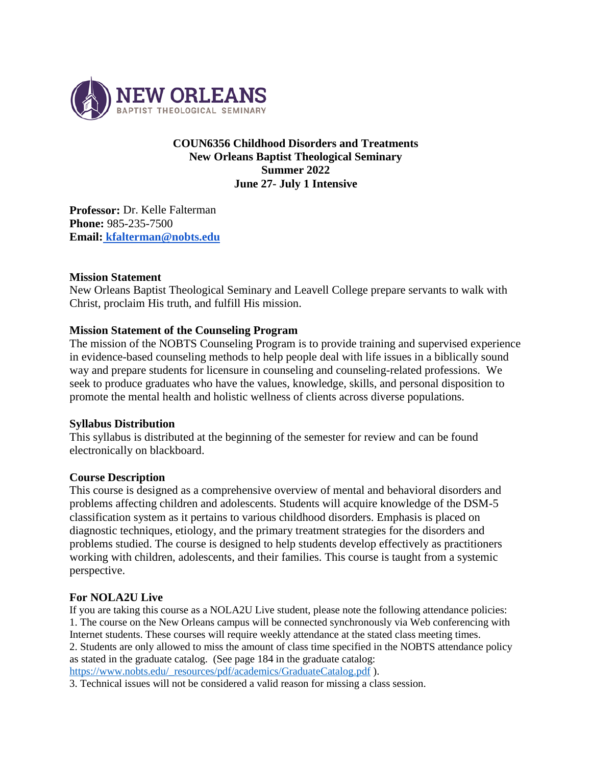**COUN6356 Childhood Disorders and Treatments**
**New Orleans Baptist Theological Seminary**
**Summer 2022**
**June 27- July 1 Intensive**

**Professor:** Dr. Kelle Falterman
**Phone:** 985-235-7500
**Email:** kfalterman@nobts.edu

**Mission Statement**
New Orleans Baptist Theological Seminary and Leavell College prepare servants to walk with Christ, proclaim His truth, and fulfill His mission.

**Mission Statement of the Counseling Program**
The mission of the NOBTS Counseling Program is to provide training and supervised experience in evidence-based counseling methods to help people deal with life issues in a biblically sound way and prepare students for licensure in counseling and counseling-related professions. We seek to produce graduates who have the values, knowledge, skills, and personal disposition to promote the mental health and holistic wellness of clients across diverse populations.

**Syllabus Distribution**
This syllabus is distributed at the beginning of the semester for review and can be found electronically on blackboard.

**Course Description**
This course is designed as a comprehensive overview of mental and behavioral disorders and problems affecting children and adolescents. Students will acquire knowledge of the DSM-5 classification system as it pertains to various childhood disorders. Emphasis is placed on diagnostic techniques, etiology, and the primary treatment strategies for the disorders and problems studied. The course is designed to help students develop effectively as practitioners working with children, adolescents, and their families. This course is taught from a systemic perspective.

**For NOLA2U Live**
If you are taking this course as a NOLA2U Live student, please note the following attendance policies:
1. The course on the New Orleans campus will be connected synchronously via Web conferencing with Internet students. These courses will require weekly attendance at the stated class meeting times.
2. Students are only allowed to miss the amount of class time specified in the NOBTS attendance policy as stated in the graduate catalog. (See page 184 in the graduate catalog: https://www.nobts.edu/_resources/pdf/academics/GraduateCatalog.pdf ).
3. Technical issues will not be considered a valid reason for missing a class session.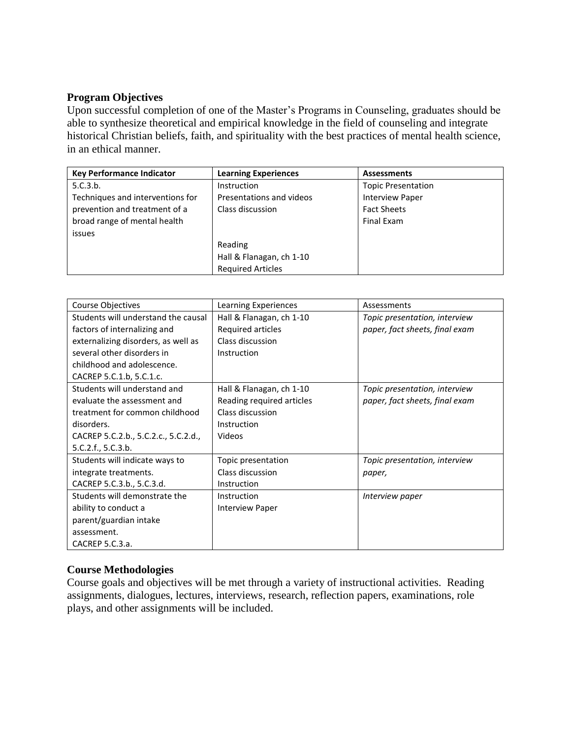## Program Objectives

Upon successful completion of one of the Master's Programs in Counseling, graduates should be able to synthesize theoretical and empirical knowledge in the field of counseling and integrate historical Christian beliefs, faith, and spirituality with the best practices of mental health science, in an ethical manner.

| **Key Performance Indicator** | **Learning Experiences** | **Assessments** |
|---|---|---|
| 5.C.3.b. Techniques and interventions for prevention and treatment of a broad range of mental health issues | Instruction<br>Presentations and videos<br>Class discussion | Topic Presentation<br>Interview Paper<br>Fact Sheets<br>Final Exam |
| | Reading<br>Hall & Flanagan, ch 1-10<br>Required Articles | |

| Course Objectives | Learning Experiences | Assessments |
|---|---|---|
| Students will understand the causal factors of internalizing and externalizing disorders, as well as several other disorders in childhood and adolescence. CACREP 5.C.1.b, 5.C.1.c. | Hall & Flanagan, ch 1-10<br>Required articles<br>Class discussion<br>Instruction | *Topic presentation, interview paper, fact sheets, final exam* |
| Students will understand and evaluate the assessment and treatment for common childhood disorders. CACREP 5.C.2.b., 5.C.2.c., 5.C.2.d., 5.C.2.f., 5.C.3.b. | Hall & Flanagan, ch 1-10<br>Reading required articles<br>Class discussion<br>Instruction<br>Videos | *Topic presentation, interview paper, fact sheets, final exam* |
| Students will indicate ways to integrate treatments. CACREP 5.C.3.b., 5.C.3.d. | Topic presentation<br>Class discussion<br>Instruction | *Topic presentation, interview paper,* |
| Students will demonstrate the ability to conduct a parent/guardian intake assessment. CACREP 5.C.3.a. | Instruction<br>Interview Paper | *Interview paper* |

## Course Methodologies

Course goals and objectives will be met through a variety of instructional activities. Reading assignments, dialogues, lectures, interviews, research, reflection papers, examinations, role plays, and other assignments will be included.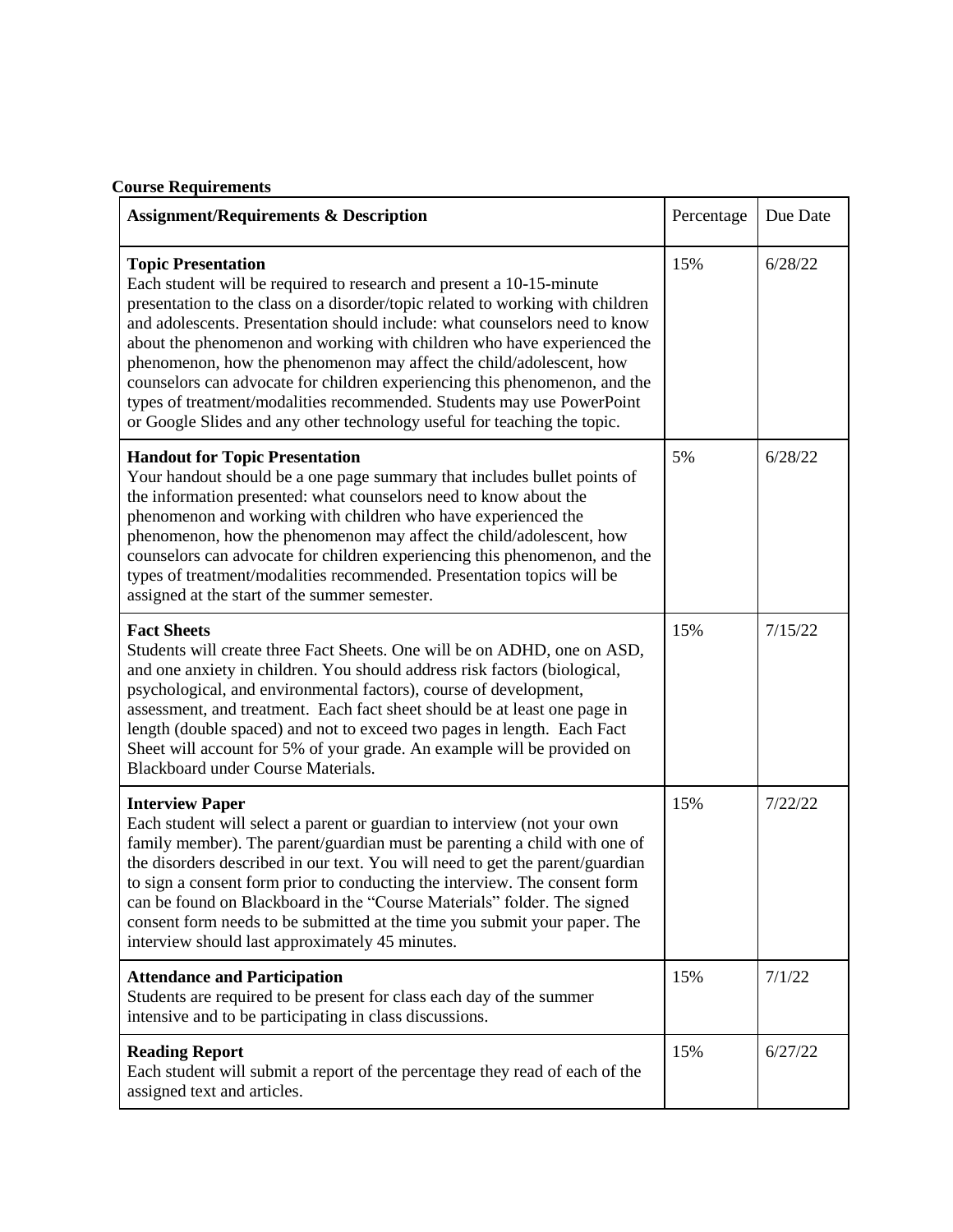**Course Requirements**

| **Assignment/Requirements & Description** | Percentage | Due Date |
|---|---|---|
| **Topic Presentation** Each student will be required to research and present a 10-15-minute presentation to the class on a disorder/topic related to working with children and adolescents. Presentation should include: what counselors need to know about the phenomenon and working with children who have experienced the phenomenon, how the phenomenon may affect the child/adolescent, how counselors can advocate for children experiencing this phenomenon, and the types of treatment/modalities recommended. Students may use PowerPoint or Google Slides and any other technology useful for teaching the topic. | 15% | 6/28/22 |
| **Handout for Topic Presentation** Your handout should be a one page summary that includes bullet points of the information presented: what counselors need to know about the phenomenon and working with children who have experienced the phenomenon, how the phenomenon may affect the child/adolescent, how counselors can advocate for children experiencing this phenomenon, and the types of treatment/modalities recommended. Presentation topics will be assigned at the start of the summer semester. | 5% | 6/28/22 |
| **Fact Sheets** Students will create three Fact Sheets. One will be on ADHD, one on ASD, and one anxiety in children. You should address risk factors (biological, psychological, and environmental factors), course of development, assessment, and treatment. Each fact sheet should be at least one page in length (double spaced) and not to exceed two pages in length. Each Fact Sheet will account for 5% of your grade. An example will be provided on Blackboard under Course Materials. | 15% | 7/15/22 |
| **Interview Paper** Each student will select a parent or guardian to interview (not your own family member). The parent/guardian must be parenting a child with one of the disorders described in our text. You will need to get the parent/guardian to sign a consent form prior to conducting the interview. The consent form can be found on Blackboard in the "Course Materials" folder. The signed consent form needs to be submitted at the time you submit your paper. The interview should last approximately 45 minutes. | 15% | 7/22/22 |
| **Attendance and Participation** Students are required to be present for class each day of the summer intensive and to be participating in class discussions. | 15% | 7/1/22 |
| **Reading Report** Each student will submit a report of the percentage they read of each of the assigned text and articles. | 15% | 6/27/22 |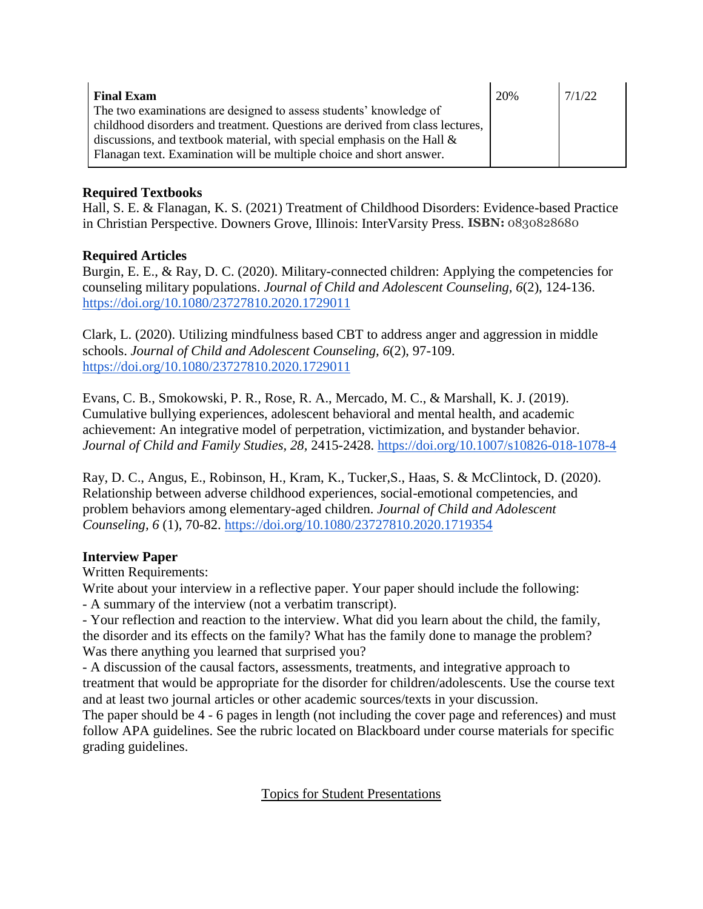| **Final Exam**<br>The two examinations are designed to assess students' knowledge of childhood disorders and treatment. Questions are derived from class lectures, discussions, and textbook material, with special emphasis on the Hall & Flanagan text. Examination will be multiple choice and short answer. | 20% | 7/1/22 |
|---|---|---|

**Required Textbooks**

Hall, S. E. & Flanagan, K. S. (2021) Treatment of Childhood Disorders: Evidence-based Practice in Christian Perspective. Downers Grove, Illinois: InterVarsity Press. **ISBN:** 0830828680

**Required Articles**

Burgin, E. E., & Ray, D. C. (2020). Military-connected children: Applying the competencies for counseling military populations. *Journal of Child and Adolescent Counseling, 6*(2), 124-136. https://doi.org/10.1080/23727810.2020.1729011

Clark, L. (2020). Utilizing mindfulness based CBT to address anger and aggression in middle schools. *Journal of Child and Adolescent Counseling, 6*(2), 97-109. https://doi.org/10.1080/23727810.2020.1729011

Evans, C. B., Smokowski, P. R., Rose, R. A., Mercado, M. C., & Marshall, K. J. (2019). Cumulative bullying experiences, adolescent behavioral and mental health, and academic achievement: An integrative model of perpetration, victimization, and bystander behavior. *Journal of Child and Family Studies, 28*, 2415-2428. https://doi.org/10.1007/s10826-018-1078-4

Ray, D. C., Angus, E., Robinson, H., Kram, K., Tucker,S., Haas, S. & McClintock, D. (2020). Relationship between adverse childhood experiences, social-emotional competencies, and problem behaviors among elementary-aged children. *Journal of Child and Adolescent Counseling, 6* (1), 70-82. https://doi.org/10.1080/23727810.2020.1719354

**Interview Paper**

Written Requirements:

Write about your interview in a reflective paper. Your paper should include the following:

- A summary of the interview (not a verbatim transcript).
- Your reflection and reaction to the interview. What did you learn about the child, the family, the disorder and its effects on the family? What has the family done to manage the problem? Was there anything you learned that surprised you?
- A discussion of the causal factors, assessments, treatments, and integrative approach to treatment that would be appropriate for the disorder for children/adolescents. Use the course text and at least two journal articles or other academic sources/texts in your discussion.

The paper should be 4 - 6 pages in length (not including the cover page and references) and must follow APA guidelines. See the rubric located on Blackboard under course materials for specific grading guidelines.

<u>Topics for Student Presentations</u>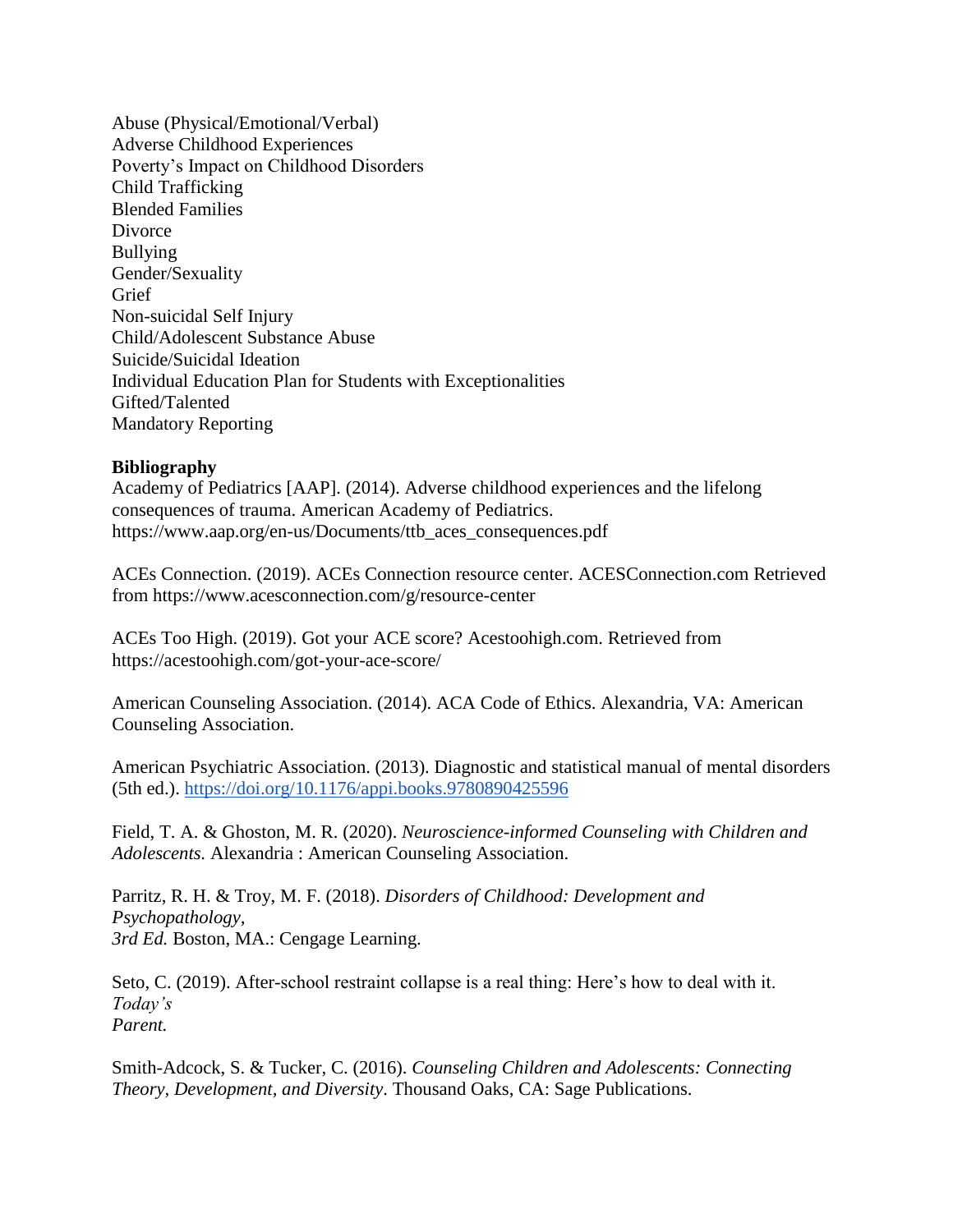Abuse (Physical/Emotional/Verbal)
Adverse Childhood Experiences
Poverty's Impact on Childhood Disorders
Child Trafficking
Blended Families
Divorce
Bullying
Gender/Sexuality
Grief
Non-suicidal Self Injury
Child/Adolescent Substance Abuse
Suicide/Suicidal Ideation
Individual Education Plan for Students with Exceptionalities
Gifted/Talented
Mandatory Reporting

**Bibliography**

Academy of Pediatrics [AAP]. (2014). Adverse childhood experiences and the lifelong consequences of trauma. American Academy of Pediatrics. https://www.aap.org/en-us/Documents/ttb_aces_consequences.pdf

ACEs Connection. (2019). ACEs Connection resource center. ACESConnection.com Retrieved from https://www.acesconnection.com/g/resource-center

ACEs Too High. (2019). Got your ACE score? Acestoohigh.com. Retrieved from https://acestoohigh.com/got-your-ace-score/

American Counseling Association. (2014). ACA Code of Ethics. Alexandria, VA: American Counseling Association.

American Psychiatric Association. (2013). Diagnostic and statistical manual of mental disorders (5th ed.). [https://doi.org/10.1176/appi.books.9780890425596](https://doi.org/10.1176/appi.books.9780890425596)

Field, T. A. & Ghoston, M. R. (2020). *Neuroscience-informed Counseling with Children and Adolescents.* Alexandria : American Counseling Association.

Parritz, R. H. & Troy, M. F. (2018). *Disorders of Childhood: Development and Psychopathology, 3rd Ed.* Boston, MA.: Cengage Learning.

Seto, C. (2019). After-school restraint collapse is a real thing: Here's how to deal with it. *Today's Parent.*

Smith-Adcock, S. & Tucker, C. (2016). *Counseling Children and Adolescents: Connecting Theory, Development, and Diversity*. Thousand Oaks, CA: Sage Publications.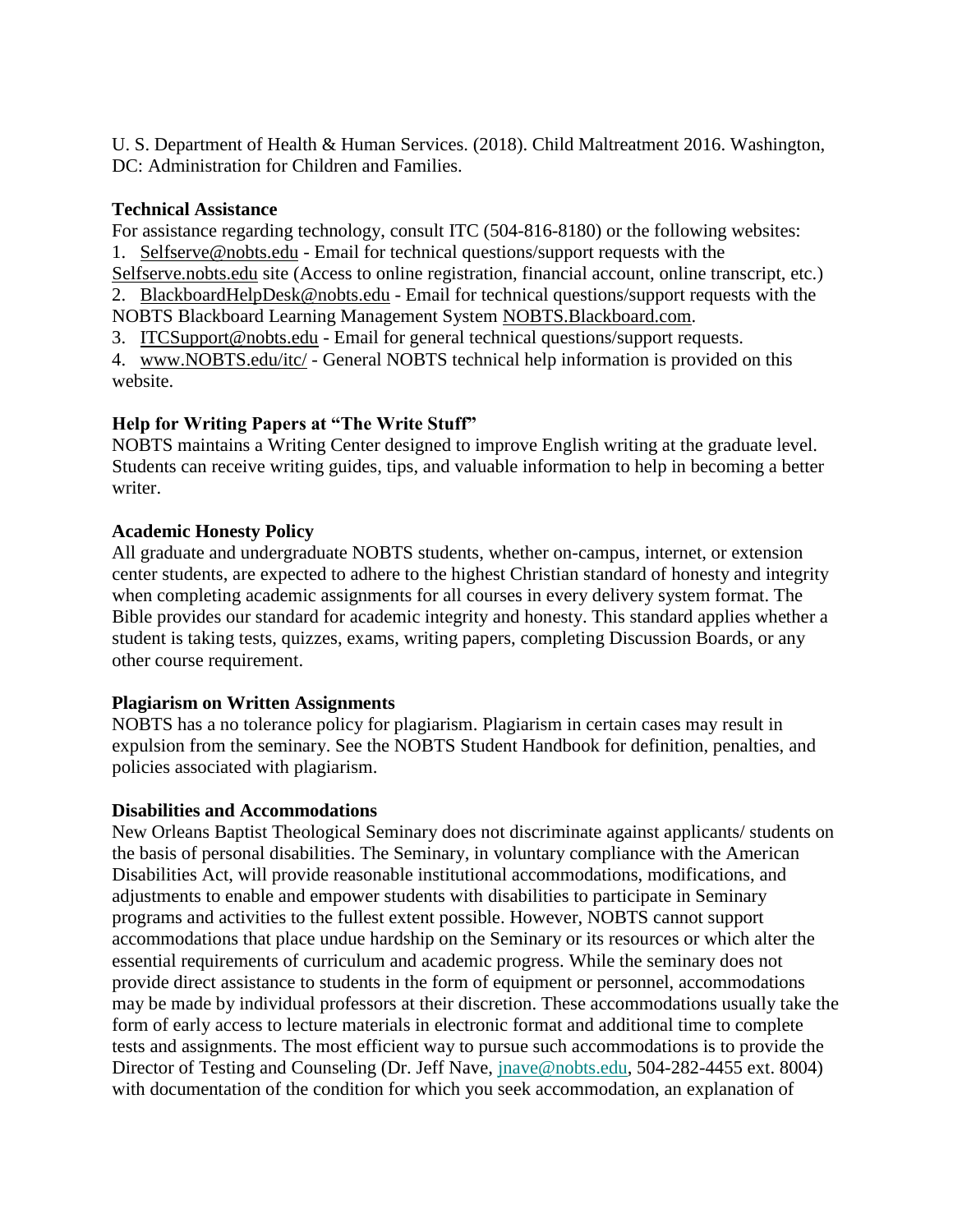U. S. Department of Health & Human Services. (2018). Child Maltreatment 2016. Washington, DC: Administration for Children and Families.

**Technical Assistance**

For assistance regarding technology, consult ITC (504-816-8180) or the following websites:

1. Selfserve@nobts.edu - Email for technical questions/support requests with the Selfserve.nobts.edu site (Access to online registration, financial account, online transcript, etc.)
2. BlackboardHelpDesk@nobts.edu - Email for technical questions/support requests with the NOBTS Blackboard Learning Management System NOBTS.Blackboard.com.
3. ITCSupport@nobts.edu - Email for general technical questions/support requests.
4. www.NOBTS.edu/itc/ - General NOBTS technical help information is provided on this website.

**Help for Writing Papers at "The Write Stuff"**

NOBTS maintains a Writing Center designed to improve English writing at the graduate level. Students can receive writing guides, tips, and valuable information to help in becoming a better writer.

**Academic Honesty Policy**

All graduate and undergraduate NOBTS students, whether on-campus, internet, or extension center students, are expected to adhere to the highest Christian standard of honesty and integrity when completing academic assignments for all courses in every delivery system format. The Bible provides our standard for academic integrity and honesty. This standard applies whether a student is taking tests, quizzes, exams, writing papers, completing Discussion Boards, or any other course requirement.

**Plagiarism on Written Assignments**

NOBTS has a no tolerance policy for plagiarism. Plagiarism in certain cases may result in expulsion from the seminary. See the NOBTS Student Handbook for definition, penalties, and policies associated with plagiarism.

**Disabilities and Accommodations**

New Orleans Baptist Theological Seminary does not discriminate against applicants/ students on the basis of personal disabilities. The Seminary, in voluntary compliance with the American Disabilities Act, will provide reasonable institutional accommodations, modifications, and adjustments to enable and empower students with disabilities to participate in Seminary programs and activities to the fullest extent possible. However, NOBTS cannot support accommodations that place undue hardship on the Seminary or its resources or which alter the essential requirements of curriculum and academic progress. While the seminary does not provide direct assistance to students in the form of equipment or personnel, accommodations may be made by individual professors at their discretion. These accommodations usually take the form of early access to lecture materials in electronic format and additional time to complete tests and assignments. The most efficient way to pursue such accommodations is to provide the Director of Testing and Counseling (Dr. Jeff Nave, jnave@nobts.edu, 504-282-4455 ext. 8004) with documentation of the condition for which you seek accommodation, an explanation of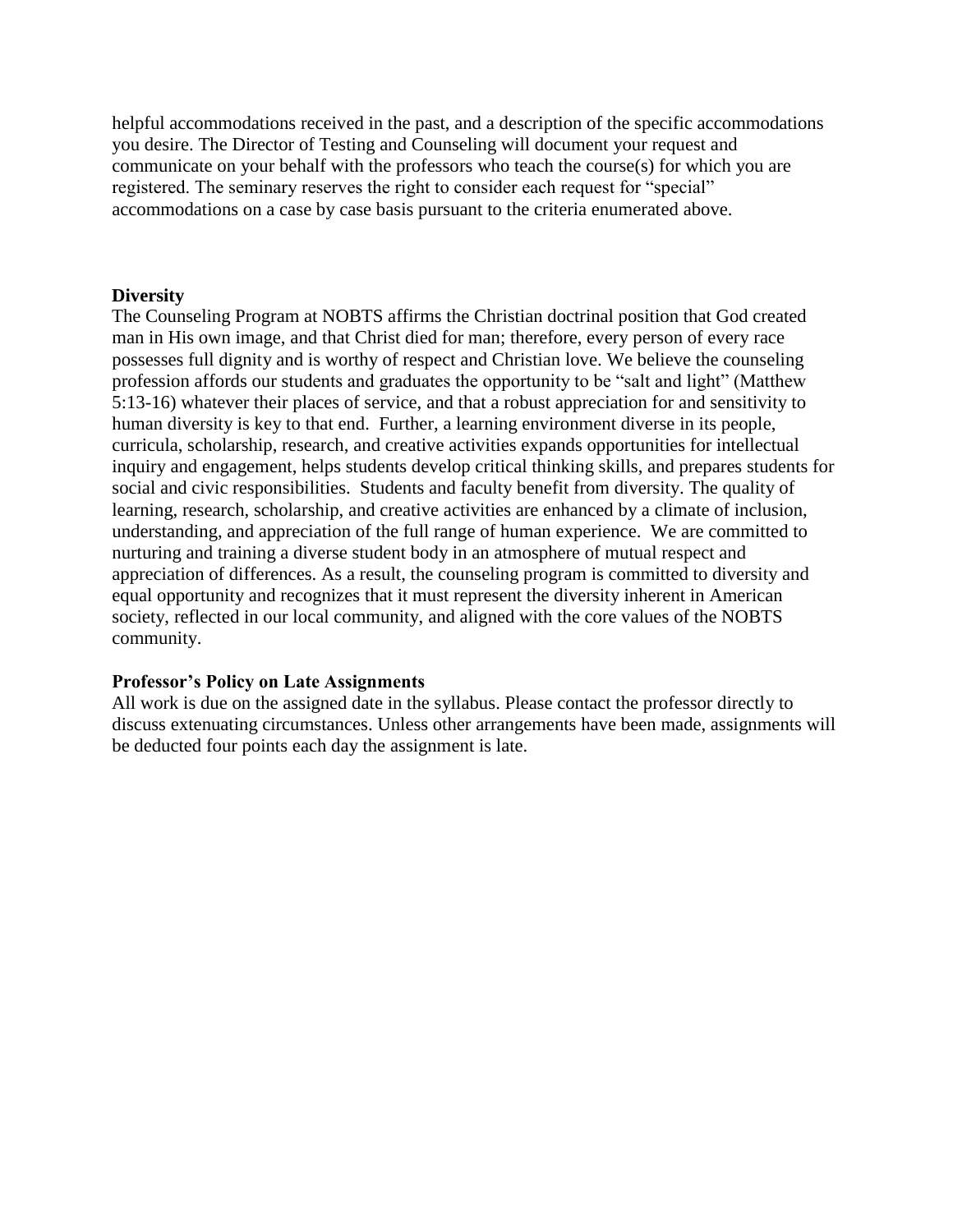helpful accommodations received in the past, and a description of the specific accommodations you desire. The Director of Testing and Counseling will document your request and communicate on your behalf with the professors who teach the course(s) for which you are registered. The seminary reserves the right to consider each request for "special" accommodations on a case by case basis pursuant to the criteria enumerated above.

**Diversity**

The Counseling Program at NOBTS affirms the Christian doctrinal position that God created man in His own image, and that Christ died for man; therefore, every person of every race possesses full dignity and is worthy of respect and Christian love. We believe the counseling profession affords our students and graduates the opportunity to be "salt and light" (Matthew 5:13-16) whatever their places of service, and that a robust appreciation for and sensitivity to human diversity is key to that end. Further, a learning environment diverse in its people, curricula, scholarship, research, and creative activities expands opportunities for intellectual inquiry and engagement, helps students develop critical thinking skills, and prepares students for social and civic responsibilities. Students and faculty benefit from diversity. The quality of learning, research, scholarship, and creative activities are enhanced by a climate of inclusion, understanding, and appreciation of the full range of human experience. We are committed to nurturing and training a diverse student body in an atmosphere of mutual respect and appreciation of differences. As a result, the counseling program is committed to diversity and equal opportunity and recognizes that it must represent the diversity inherent in American society, reflected in our local community, and aligned with the core values of the NOBTS community.

**Professor's Policy on Late Assignments**

All work is due on the assigned date in the syllabus. Please contact the professor directly to discuss extenuating circumstances. Unless other arrangements have been made, assignments will be deducted four points each day the assignment is late.